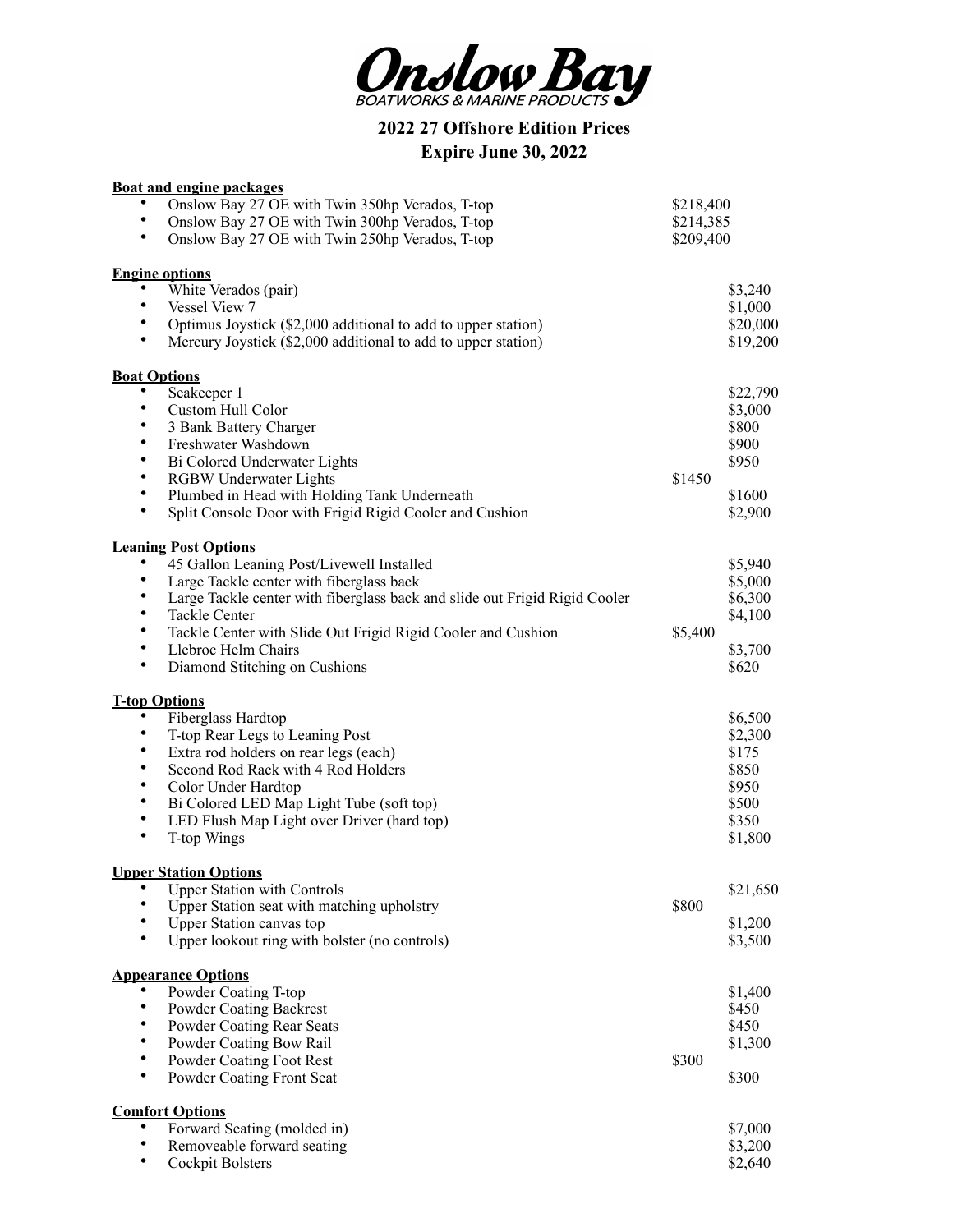# Onslow Bay

BOATWORKS & MARINE PRODUCTS

## 2022 27 Offshore Edition Prices

## Expire June 30, 2022

**Boat and engine packages**

- Onslow Bay 27 OE with Twin 350hp Verados, T-top $218,400
- Onslow Bay 27 OE with Twin 300hp Verados, T-top $214,385
- Onslow Bay 27 OE with Twin 250hp Verados, T-top $209,400

**Engine options**

- White Verados (pair) $3,240
- Vessel View 7 $1,000
- Optimus Joystick ($2,000 additional to add to upper station) $20,000
- Mercury Joystick ($2,000 additional to add to upper station) $19,200

**Boat Options**

- Seakeeper 1 $22,790
- Custom Hull Color $3,000
- 3 Bank Battery Charger $800
- Freshwater Washdown $900
- Bi Colored Underwater Lights $950
- RGBW Underwater Lights $1450
- Plumbed in Head with Holding Tank Underneath $1600
- Split Console Door with Frigid Rigid Cooler and Cushion $2,900

**Leaning Post Options**

- 45 Gallon Leaning Post/Livewell Installed $5,940
- Large Tackle center with fiberglass back $5,000
- Large Tackle center with fiberglass back and slide out Frigid Rigid Cooler $6,300
- Tackle Center $4,100
- Tackle Center with Slide Out Frigid Rigid Cooler and Cushion $5,400
- Llebroc Helm Chairs $3,700
- Diamond Stitching on Cushions $620

**T-top Options**

- Fiberglass Hardtop $6,500
- T-top Rear Legs to Leaning Post $2,300
- Extra rod holders on rear legs (each) $175
- Second Rod Rack with 4 Rod Holders $850
- Color Under Hardtop $950
- Bi Colored LED Map Light Tube (soft top) $500
- LED Flush Map Light over Driver (hard top) $350
- T-top Wings $1,800

**Upper Station Options**

- Upper Station with Controls $21,650
- Upper Station seat with matching upholstry $800
- Upper Station canvas top $1,200
- Upper lookout ring with bolster (no controls) $3,500

**Appearance Options**

- Powder Coating T-top $1,400
- Powder Coating Backrest $450
- Powder Coating Rear Seats $450
- Powder Coating Bow Rail $1,300
- Powder Coating Foot Rest $300
- Powder Coating Front Seat $300

**Comfort Options**

- Forward Seating (molded in) $7,000
- Removeable forward seating $3,200
- Cockpit Bolsters $2,640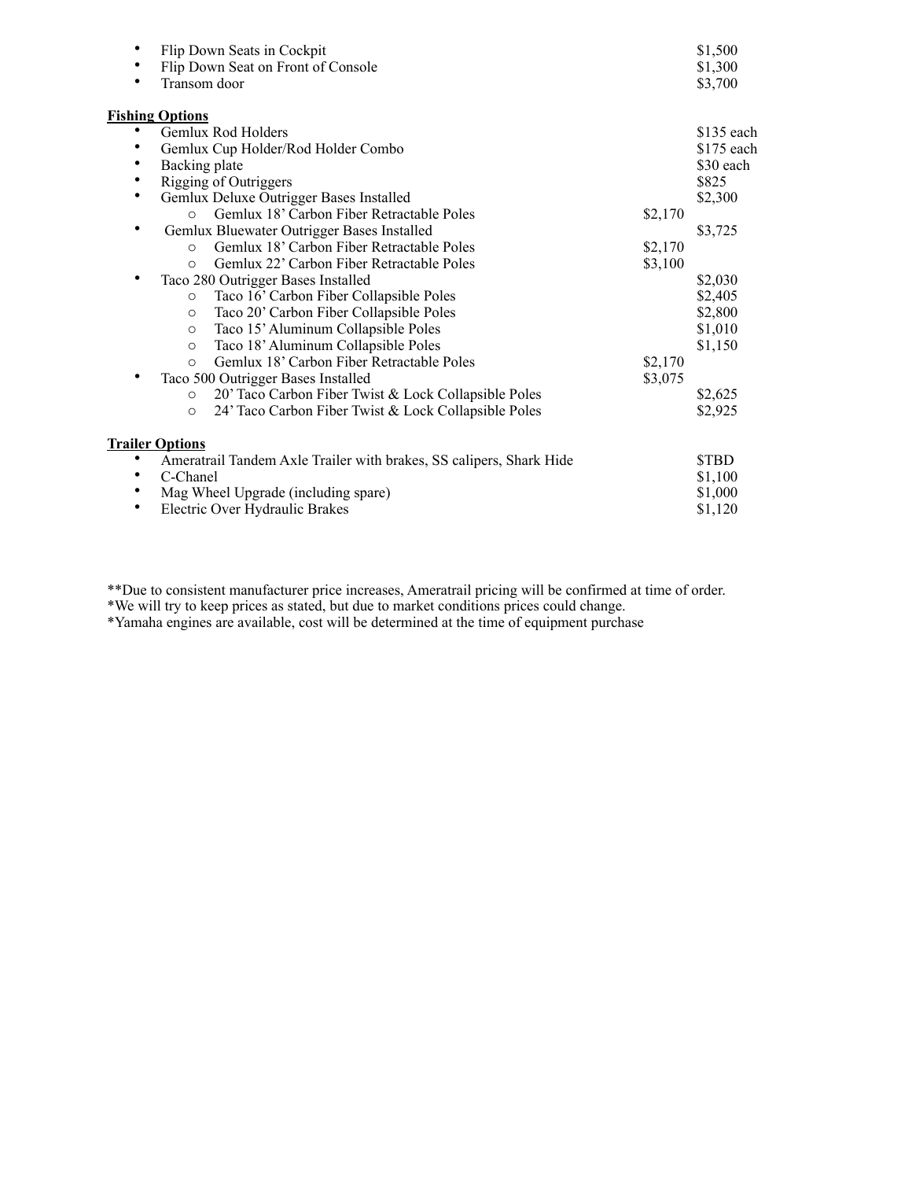- Flip Down Seats in Cockpit $1,500
- Flip Down Seat on Front of Console $1,300
- Transom door $3,700

**Fishing Options**

- Gemlux Rod Holders $135 each
- Gemlux Cup Holder/Rod Holder Combo $175 each
- Backing plate $30 each
- Rigging of Outriggers $825
- Gemlux Deluxe Outrigger Bases Installed $2,300
  - Gemlux 18' Carbon Fiber Retractable Poles $2,170
- Gemlux Bluewater Outrigger Bases Installed $3,725
  - Gemlux 18' Carbon Fiber Retractable Poles $2,170
  - Gemlux 22' Carbon Fiber Retractable Poles $3,100
- Taco 280 Outrigger Bases Installed $2,030
  - Taco 16' Carbon Fiber Collapsible Poles $2,405
  - Taco 20' Carbon Fiber Collapsible Poles $2,800
  - Taco 15' Aluminum Collapsible Poles $1,010
  - Taco 18' Aluminum Collapsible Poles $1,150
  - Gemlux 18' Carbon Fiber Retractable Poles $2,170
- Taco 500 Outrigger Bases Installed $3,075
  - 20' Taco Carbon Fiber Twist & Lock Collapsible Poles $2,625
  - 24' Taco Carbon Fiber Twist & Lock Collapsible Poles $2,925

**Trailer Options**

- Ameratrail Tandem Axle Trailer with brakes, SS calipers, Shark Hide $TBD
- C-Chanel $1,100
- Mag Wheel Upgrade (including spare) $1,000
- Electric Over Hydraulic Brakes $1,120

**Due to consistent manufacturer price increases, Ameratrail pricing will be confirmed at time of order.
*We will try to keep prices as stated, but due to market conditions prices could change.
*Yamaha engines are available, cost will be determined at the time of equipment purchase